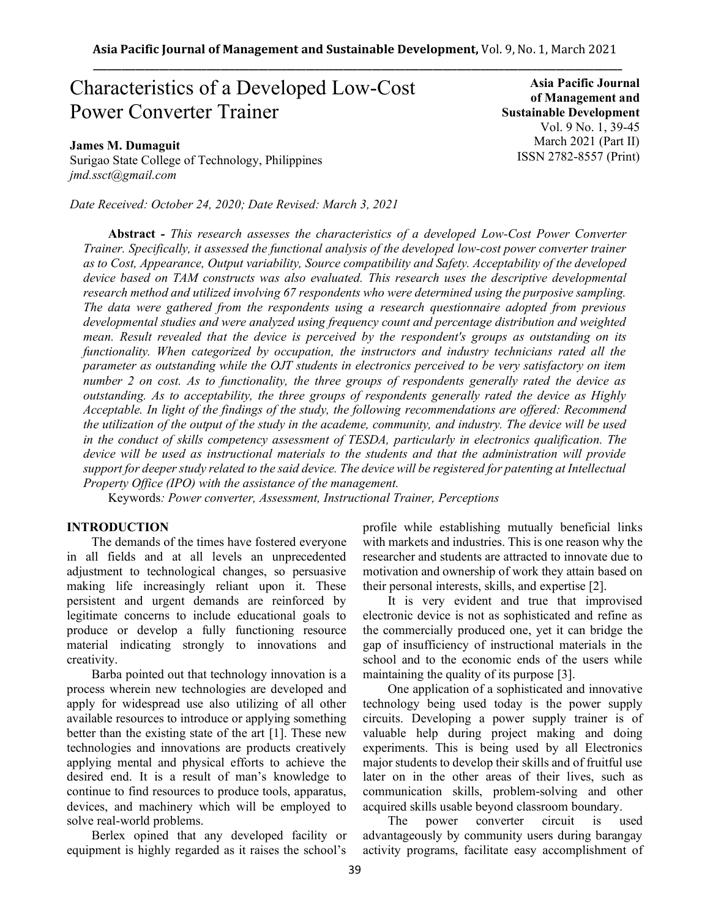# Characteristics of a Developed Low-Cost Power Converter Trainer

**Asia Pacific Journal of Management and Sustainable Development**
Vol. 9 No. 1, 39-45
March 2021 (Part II)
ISSN 2782-8557 (Print)

**James M. Dumaguit**
Surigao State College of Technology, Philippines
*jmd.ssct@gmail.com*

*Date Received: October 24, 2020; Date Revised: March 3, 2021*

**Abstract -** *This research assesses the characteristics of a developed Low-Cost Power Converter Trainer. Specifically, it assessed the functional analysis of the developed low-cost power converter trainer as to Cost, Appearance, Output variability, Source compatibility and Safety. Acceptability of the developed device based on TAM constructs was also evaluated. This research uses the descriptive developmental research method and utilized involving 67 respondents who were determined using the purposive sampling. The data were gathered from the respondents using a research questionnaire adopted from previous developmental studies and were analyzed using frequency count and percentage distribution and weighted mean. Result revealed that the device is perceived by the respondent's groups as outstanding on its functionality. When categorized by occupation, the instructors and industry technicians rated all the parameter as outstanding while the OJT students in electronics perceived to be very satisfactory on item number 2 on cost. As to functionality, the three groups of respondents generally rated the device as outstanding. As to acceptability, the three groups of respondents generally rated the device as Highly Acceptable. In light of the findings of the study, the following recommendations are offered: Recommend the utilization of the output of the study in the academe, community, and industry. The device will be used in the conduct of skills competency assessment of TESDA, particularly in electronics qualification. The device will be used as instructional materials to the students and that the administration will provide support for deeper study related to the said device. The device will be registered for patenting at Intellectual Property Office (IPO) with the assistance of the management.*

Keywords*: Power converter, Assessment, Instructional Trainer, Perceptions*

## INTRODUCTION

The demands of the times have fostered everyone in all fields and at all levels an unprecedented adjustment to technological changes, so persuasive making life increasingly reliant upon it. These persistent and urgent demands are reinforced by legitimate concerns to include educational goals to produce or develop a fully functioning resource material indicating strongly to innovations and creativity.

Barba pointed out that technology innovation is a process wherein new technologies are developed and apply for widespread use also utilizing of all other available resources to introduce or applying something better than the existing state of the art [1]. These new technologies and innovations are products creatively applying mental and physical efforts to achieve the desired end. It is a result of man's knowledge to continue to find resources to produce tools, apparatus, devices, and machinery which will be employed to solve real-world problems.

Berlex opined that any developed facility or equipment is highly regarded as it raises the school's profile while establishing mutually beneficial links with markets and industries. This is one reason why the researcher and students are attracted to innovate due to motivation and ownership of work they attain based on their personal interests, skills, and expertise [2].

It is very evident and true that improvised electronic device is not as sophisticated and refine as the commercially produced one, yet it can bridge the gap of insufficiency of instructional materials in the school and to the economic ends of the users while maintaining the quality of its purpose [3].

One application of a sophisticated and innovative technology being used today is the power supply circuits. Developing a power supply trainer is of valuable help during project making and doing experiments. This is being used by all Electronics major students to develop their skills and of fruitful use later on in the other areas of their lives, such as communication skills, problem-solving and other acquired skills usable beyond classroom boundary.

The power converter circuit is used advantageously by community users during barangay activity programs, facilitate easy accomplishment of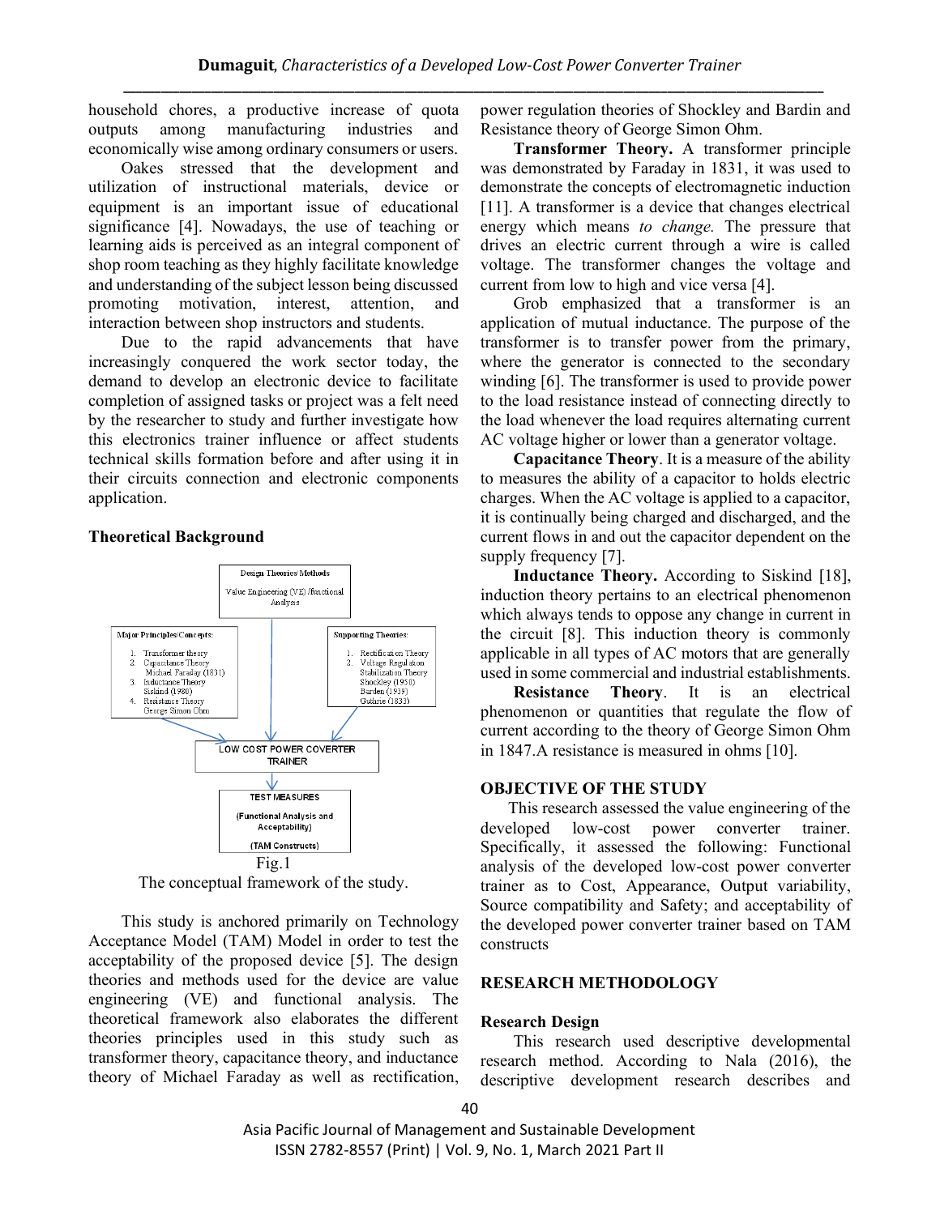household chores, a productive increase of quota outputs among manufacturing industries and economically wise among ordinary consumers or users.

Oakes stressed that the development and utilization of instructional materials, device or equipment is an important issue of educational significance [4]. Nowadays, the use of teaching or learning aids is perceived as an integral component of shop room teaching as they highly facilitate knowledge and understanding of the subject lesson being discussed promoting motivation, interest, attention, and interaction between shop instructors and students.

Due to the rapid advancements that have increasingly conquered the work sector today, the demand to develop an electronic device to facilitate completion of assigned tasks or project was a felt need by the researcher to study and further investigate how this electronics trainer influence or affect students technical skills formation before and after using it in their circuits connection and electronic components application.

**Theoretical Background**

Design Theories/Methods

Value Engineering (VE)/functional Analysis

Major Principles/Concepts:

1. Transformer theory
2. Capacitance Theory Michael Faraday (1831)
3. Inductance Theory Siskind (1980)
4. Resistance Theory George Simon Ohm

Supporting Theories:

1. Rectification Theory
2. Voltage Regulation Stabilization Theory Shockley (1950) Barden (1939) Guthrie (1833)

LOW COST POWER COVERTER TRAINER

TEST MEASURES

(Functional Analysis and Acceptability)

(TAM Constructs)

Fig.1

The conceptual framework of the study.

This study is anchored primarily on Technology Acceptance Model (TAM) Model in order to test the acceptability of the proposed device [5]. The design theories and methods used for the device are value engineering (VE) and functional analysis. The theoretical framework also elaborates the different theories principles used in this study such as transformer theory, capacitance theory, and inductance theory of Michael Faraday as well as rectification, power regulation theories of Shockley and Bardin and Resistance theory of George Simon Ohm.

**Transformer Theory.** A transformer principle was demonstrated by Faraday in 1831, it was used to demonstrate the concepts of electromagnetic induction [11]. A transformer is a device that changes electrical energy which means *to change.* The pressure that drives an electric current through a wire is called voltage. The transformer changes the voltage and current from low to high and vice versa [4].

Grob emphasized that a transformer is an application of mutual inductance. The purpose of the transformer is to transfer power from the primary, where the generator is connected to the secondary winding [6]. The transformer is used to provide power to the load resistance instead of connecting directly to the load whenever the load requires alternating current AC voltage higher or lower than a generator voltage.

**Capacitance Theory**. It is a measure of the ability to measures the ability of a capacitor to holds electric charges. When the AC voltage is applied to a capacitor, it is continually being charged and discharged, and the current flows in and out the capacitor dependent on the supply frequency [7].

**Inductance Theory.** According to Siskind [18], induction theory pertains to an electrical phenomenon which always tends to oppose any change in current in the circuit [8]. This induction theory is commonly applicable in all types of AC motors that are generally used in some commercial and industrial establishments.

**Resistance Theory**. It is an electrical phenomenon or quantities that regulate the flow of current according to the theory of George Simon Ohm in 1847.A resistance is measured in ohms [10].

## OBJECTIVE OF THE STUDY

This research assessed the value engineering of the developed low-cost power converter trainer. Specifically, it assessed the following: Functional analysis of the developed low-cost power converter trainer as to Cost, Appearance, Output variability, Source compatibility and Safety; and acceptability of the developed power converter trainer based on TAM constructs

## RESEARCH METHODOLOGY

### Research Design

This research used descriptive developmental research method. According to Nala (2016), the descriptive development research describes and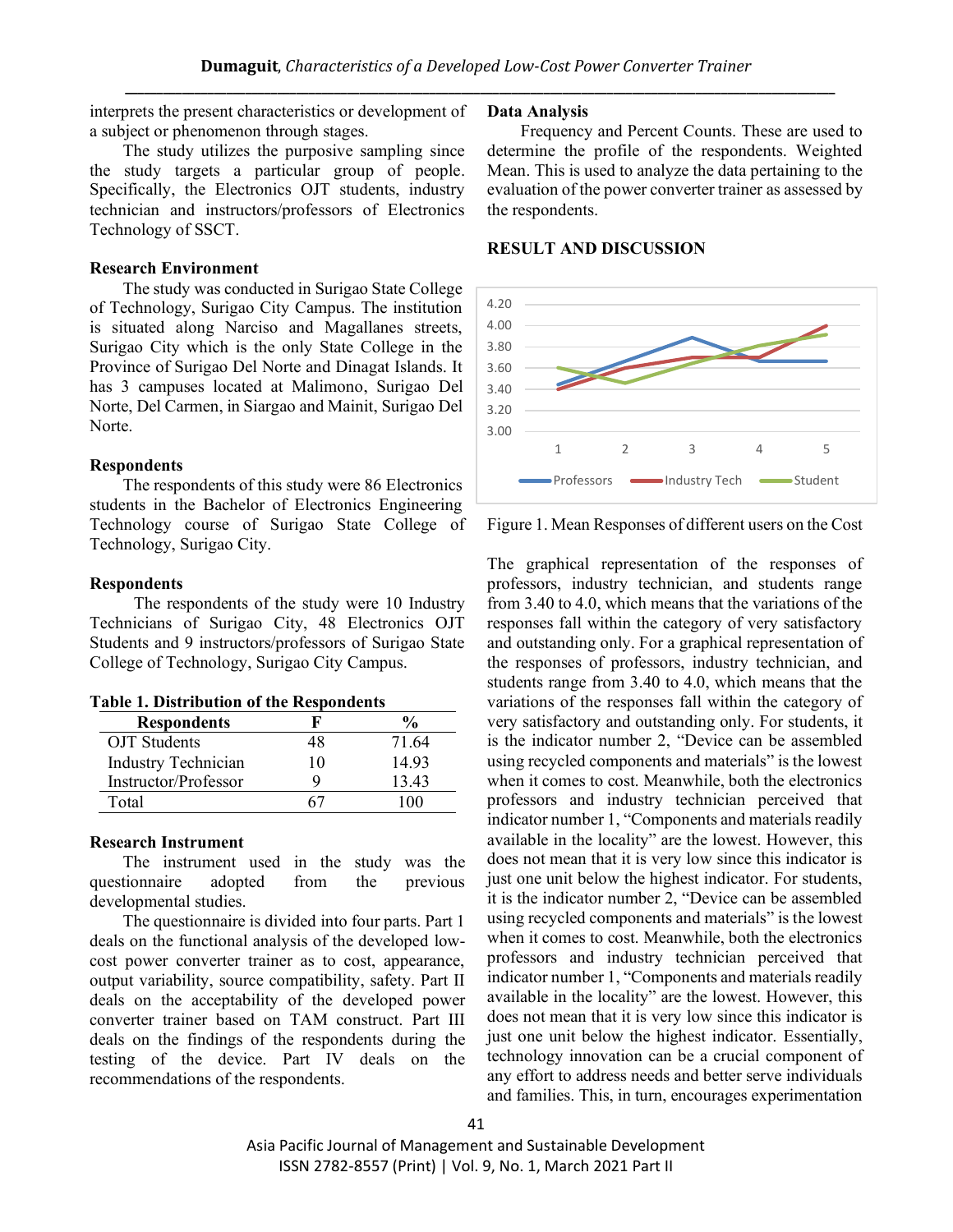interprets the present characteristics or development of a subject or phenomenon through stages.

The study utilizes the purposive sampling since the study targets a particular group of people. Specifically, the Electronics OJT students, industry technician and instructors/professors of Electronics Technology of SSCT.

**Research Environment**

The study was conducted in Surigao State College of Technology, Surigao City Campus. The institution is situated along Narciso and Magallanes streets, Surigao City which is the only State College in the Province of Surigao Del Norte and Dinagat Islands. It has 3 campuses located at Malimono, Surigao Del Norte, Del Carmen, in Siargao and Mainit, Surigao Del Norte.

**Respondents**

The respondents of this study were 86 Electronics students in the Bachelor of Electronics Engineering Technology course of Surigao State College of Technology, Surigao City.

**Respondents**

The respondents of the study were 10 Industry Technicians of Surigao City, 48 Electronics OJT Students and 9 instructors/professors of Surigao State College of Technology, Surigao City Campus.

**Table 1. Distribution of the Respondents**

| Respondents | F | % |
|---|---|---|
| OJT Students | 48 | 71.64 |
| Industry Technician | 10 | 14.93 |
| Instructor/Professor | 9 | 13.43 |
| Total | 67 | 100 |

**Research Instrument**

The instrument used in the study was the questionnaire adopted from the previous developmental studies.

The questionnaire is divided into four parts. Part 1 deals on the functional analysis of the developed low-cost power converter trainer as to cost, appearance, output variability, source compatibility, safety. Part II deals on the acceptability of the developed power converter trainer based on TAM construct. Part III deals on the findings of the respondents during the testing of the device. Part IV deals on the recommendations of the respondents.

**Data Analysis**

Frequency and Percent Counts. These are used to determine the profile of the respondents. Weighted Mean. This is used to analyze the data pertaining to the evaluation of the power converter trainer as assessed by the respondents.

**RESULT AND DISCUSSION**

Figure 1. Mean Responses of different users on the Cost

The graphical representation of the responses of professors, industry technician, and students range from 3.40 to 4.0, which means that the variations of the responses fall within the category of very satisfactory and outstanding only. For a graphical representation of the responses of professors, industry technician, and students range from 3.40 to 4.0, which means that the variations of the responses fall within the category of very satisfactory and outstanding only. For students, it is the indicator number 2, "Device can be assembled using recycled components and materials" is the lowest when it comes to cost. Meanwhile, both the electronics professors and industry technician perceived that indicator number 1, "Components and materials readily available in the locality" are the lowest. However, this does not mean that it is very low since this indicator is just one unit below the highest indicator. For students, it is the indicator number 2, "Device can be assembled using recycled components and materials" is the lowest when it comes to cost. Meanwhile, both the electronics professors and industry technician perceived that indicator number 1, "Components and materials readily available in the locality" are the lowest. However, this does not mean that it is very low since this indicator is just one unit below the highest indicator. Essentially, technology innovation can be a crucial component of any effort to address needs and better serve individuals and families. This, in turn, encourages experimentation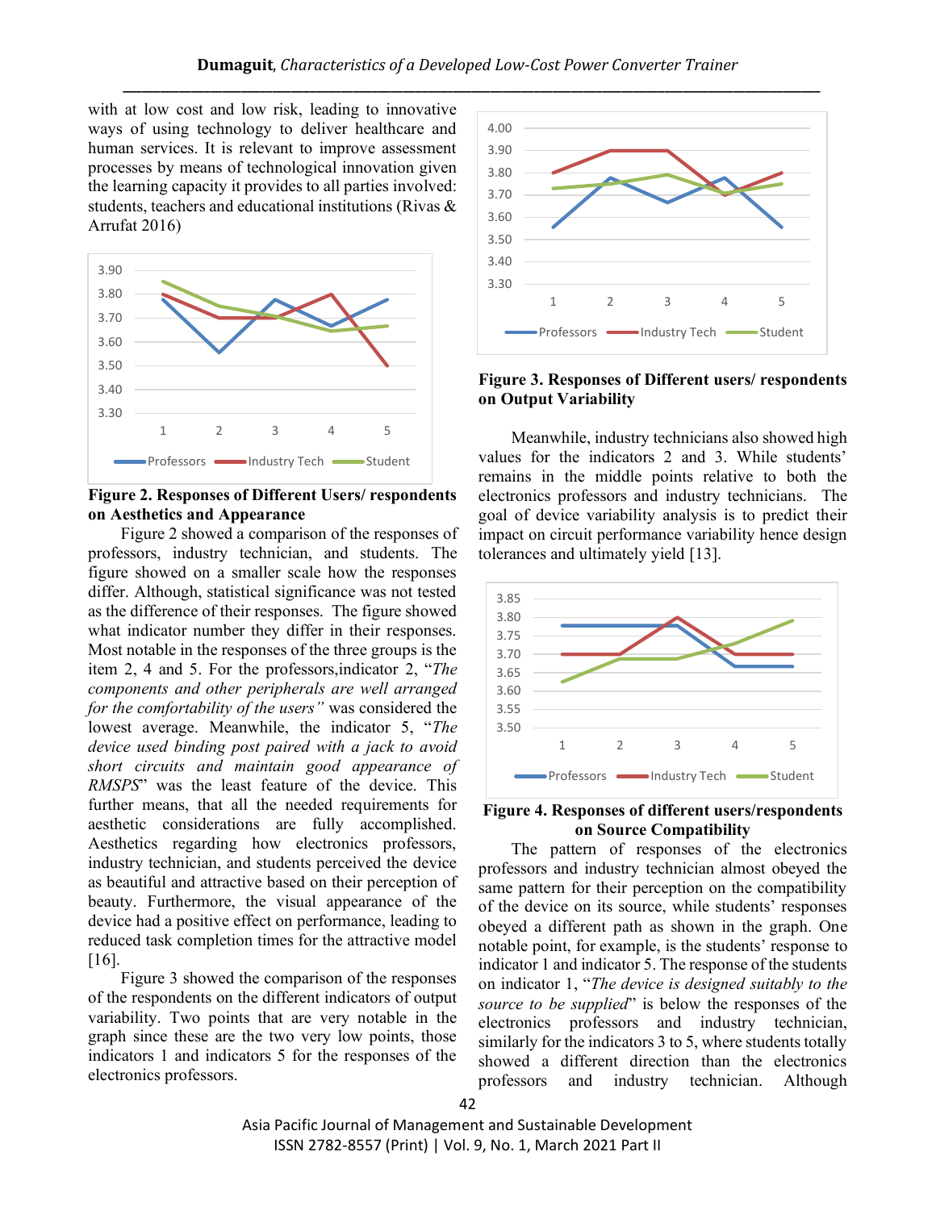with at low cost and low risk, leading to innovative ways of using technology to deliver healthcare and human services. It is relevant to improve assessment processes by means of technological innovation given the learning capacity it provides to all parties involved: students, teachers and educational institutions (Rivas & Arrufat 2016)

**Figure 2. Responses of Different Users/ respondents on Aesthetics and Appearance**

Figure 2 showed a comparison of the responses of professors, industry technician, and students. The figure showed on a smaller scale how the responses differ. Although, statistical significance was not tested as the difference of their responses. The figure showed what indicator number they differ in their responses. Most notable in the responses of the three groups is the item 2, 4 and 5. For the professors,indicator 2, "*The components and other peripherals are well arranged for the comfortability of the users"* was considered the lowest average. Meanwhile, the indicator 5, "*The device used binding post paired with a jack to avoid short circuits and maintain good appearance of RMSPS*" was the least feature of the device. This further means, that all the needed requirements for aesthetic considerations are fully accomplished. Aesthetics regarding how electronics professors, industry technician, and students perceived the device as beautiful and attractive based on their perception of beauty. Furthermore, the visual appearance of the device had a positive effect on performance, leading to reduced task completion times for the attractive model [16].

Figure 3 showed the comparison of the responses of the respondents on the different indicators of output variability. Two points that are very notable in the graph since these are the two very low points, those indicators 1 and indicators 5 for the responses of the electronics professors.

**Figure 3. Responses of Different users/ respondents on Output Variability**

Meanwhile, industry technicians also showed high values for the indicators 2 and 3. While students' remains in the middle points relative to both the electronics professors and industry technicians. The goal of device variability analysis is to predict their impact on circuit performance variability hence design tolerances and ultimately yield [13].

**Figure 4. Responses of different users/respondents on Source Compatibility**

The pattern of responses of the electronics professors and industry technician almost obeyed the same pattern for their perception on the compatibility of the device on its source, while students' responses obeyed a different path as shown in the graph. One notable point, for example, is the students' response to indicator 1 and indicator 5. The response of the students on indicator 1, "*The device is designed suitably to the source to be supplied*" is below the responses of the electronics professors and industry technician, similarly for the indicators 3 to 5, where students totally showed a different direction than the electronics professors and industry technician. Although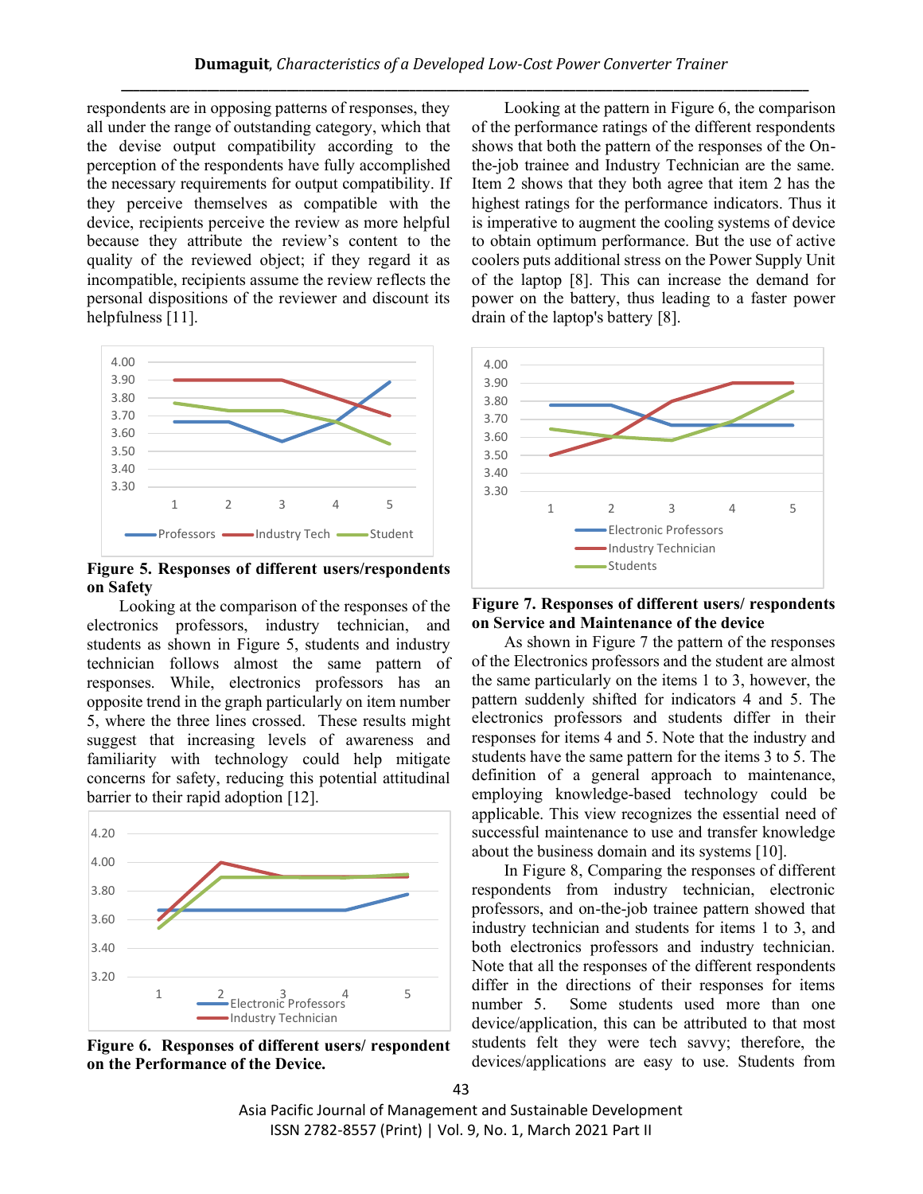respondents are in opposing patterns of responses, they all under the range of outstanding category, which that the devise output compatibility according to the perception of the respondents have fully accomplished the necessary requirements for output compatibility. If they perceive themselves as compatible with the device, recipients perceive the review as more helpful because they attribute the review's content to the quality of the reviewed object; if they regard it as incompatible, recipients assume the review reflects the personal dispositions of the reviewer and discount its helpfulness [11].

**Figure 5. Responses of different users/respondents on Safety**

Looking at the comparison of the responses of the electronics professors, industry technician, and students as shown in Figure 5, students and industry technician follows almost the same pattern of responses. While, electronics professors has an opposite trend in the graph particularly on item number 5, where the three lines crossed. These results might suggest that increasing levels of awareness and familiarity with technology could help mitigate concerns for safety, reducing this potential attitudinal barrier to their rapid adoption [12].

**Figure 6. Responses of different users/ respondent on the Performance of the Device.**

Looking at the pattern in Figure 6, the comparison of the performance ratings of the different respondents shows that both the pattern of the responses of the On-the-job trainee and Industry Technician are the same. Item 2 shows that they both agree that item 2 has the highest ratings for the performance indicators. Thus it is imperative to augment the cooling systems of device to obtain optimum performance. But the use of active coolers puts additional stress on the Power Supply Unit of the laptop [8]. This can increase the demand for power on the battery, thus leading to a faster power drain of the laptop's battery [8].

**Figure 7. Responses of different users/ respondents on Service and Maintenance of the device**

As shown in Figure 7 the pattern of the responses of the Electronics professors and the student are almost the same particularly on the items 1 to 3, however, the pattern suddenly shifted for indicators 4 and 5. The electronics professors and students differ in their responses for items 4 and 5. Note that the industry and students have the same pattern for the items 3 to 5. The definition of a general approach to maintenance, employing knowledge-based technology could be applicable. This view recognizes the essential need of successful maintenance to use and transfer knowledge about the business domain and its systems [10].

In Figure 8, Comparing the responses of different respondents from industry technician, electronic professors, and on-the-job trainee pattern showed that industry technician and students for items 1 to 3, and both electronics professors and industry technician. Note that all the responses of the different respondents differ in the directions of their responses for items number 5. Some students used more than one device/application, this can be attributed to that most students felt they were tech savvy; therefore, the devices/applications are easy to use. Students from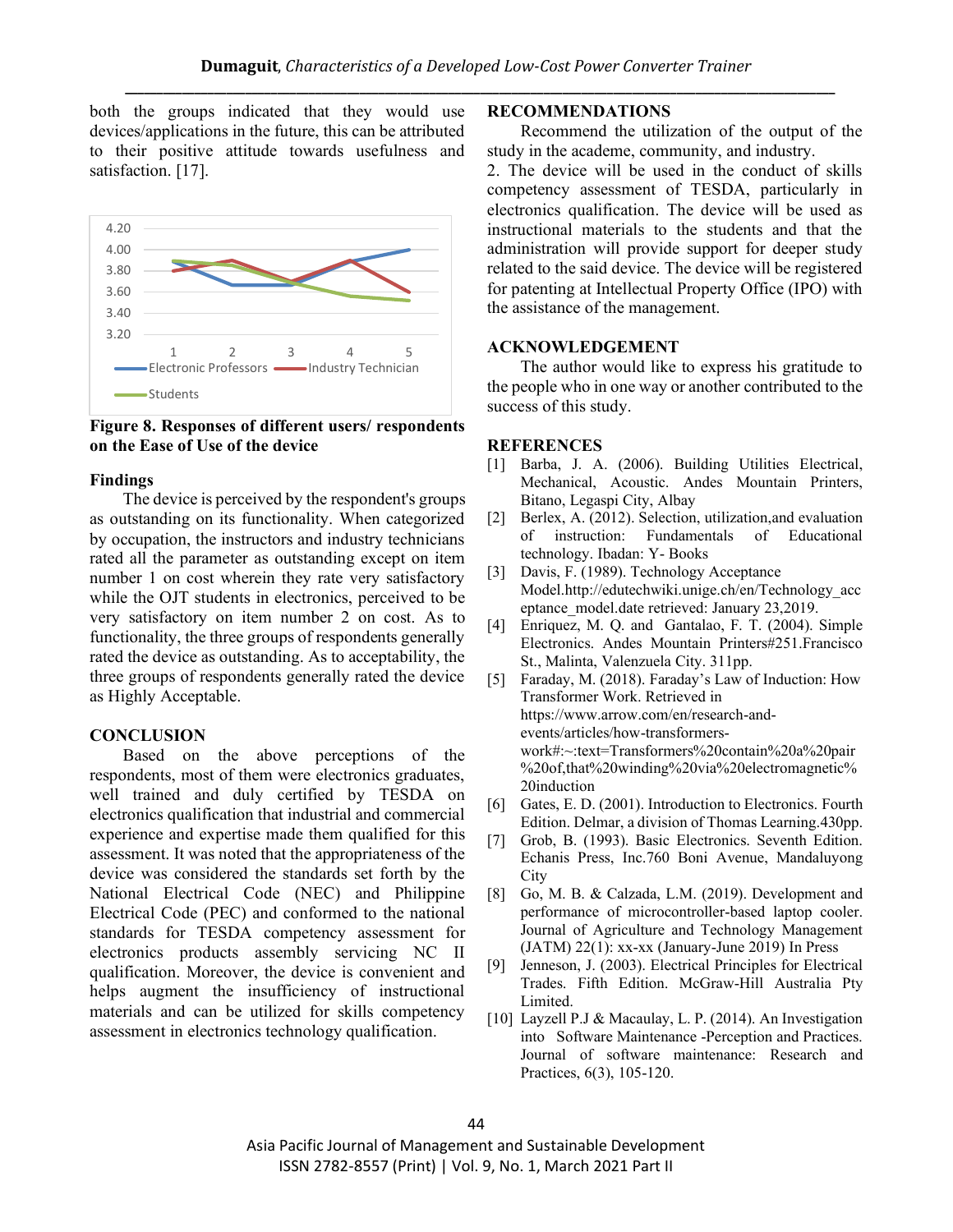both the groups indicated that they would use devices/applications in the future, this can be attributed to their positive attitude towards usefulness and satisfaction. [17].

**Figure 8. Responses of different users/ respondents on the Ease of Use of the device**

### Findings

The device is perceived by the respondent's groups as outstanding on its functionality. When categorized by occupation, the instructors and industry technicians rated all the parameter as outstanding except on item number 1 on cost wherein they rate very satisfactory while the OJT students in electronics, perceived to be very satisfactory on item number 2 on cost. As to functionality, the three groups of respondents generally rated the device as outstanding. As to acceptability, the three groups of respondents generally rated the device as Highly Acceptable.

## CONCLUSION

Based on the above perceptions of the respondents, most of them were electronics graduates, well trained and duly certified by TESDA on electronics qualification that industrial and commercial experience and expertise made them qualified for this assessment. It was noted that the appropriateness of the device was considered the standards set forth by the National Electrical Code (NEC) and Philippine Electrical Code (PEC) and conformed to the national standards for TESDA competency assessment for electronics products assembly servicing NC II qualification. Moreover, the device is convenient and helps augment the insufficiency of instructional materials and can be utilized for skills competency assessment in electronics technology qualification.

## RECOMMENDATIONS

Recommend the utilization of the output of the study in the academe, community, and industry.

2. The device will be used in the conduct of skills competency assessment of TESDA, particularly in electronics qualification. The device will be used as instructional materials to the students and that the administration will provide support for deeper study related to the said device. The device will be registered for patenting at Intellectual Property Office (IPO) with the assistance of the management.

## ACKNOWLEDGEMENT

The author would like to express his gratitude to the people who in one way or another contributed to the success of this study.

## REFERENCES

[1] Barba, J. A. (2006). Building Utilities Electrical, Mechanical, Acoustic. Andes Mountain Printers, Bitano, Legaspi City, Albay

[2] Berlex, A. (2012). Selection, utilization,and evaluation of instruction: Fundamentals of Educational technology. Ibadan: Y- Books

[3] Davis, F. (1989). Technology Acceptance Model.http://edutechwiki.unige.ch/en/Technology_acceptance_model.date retrieved: January 23,2019.

[4] Enriquez, M. Q. and Gantalao, F. T. (2004). Simple Electronics. Andes Mountain Printers#251.Francisco St., Malinta, Valenzuela City. 311pp.

[5] Faraday, M. (2018). Faraday's Law of Induction: How Transformer Work. Retrieved in https://www.arrow.com/en/research-and-events/articles/how-transformers-work#:~:text=Transformers%20contain%20a%20pair%20of,that%20winding%20via%20electromagnetic%20induction

[6] Gates, E. D. (2001). Introduction to Electronics. Fourth Edition. Delmar, a division of Thomas Learning.430pp.

[7] Grob, B. (1993). Basic Electronics. Seventh Edition. Echanis Press, Inc.760 Boni Avenue, Mandaluyong City

[8] Go, M. B. & Calzada, L.M. (2019). Development and performance of microcontroller-based laptop cooler. Journal of Agriculture and Technology Management (JATM) 22(1): xx-xx (January-June 2019) In Press

[9] Jenneson, J. (2003). Electrical Principles for Electrical Trades. Fifth Edition. McGraw-Hill Australia Pty Limited.

[10] Layzell P.J & Macaulay, L. P. (2014). An Investigation into Software Maintenance -Perception and Practices. Journal of software maintenance: Research and Practices, 6(3), 105-120.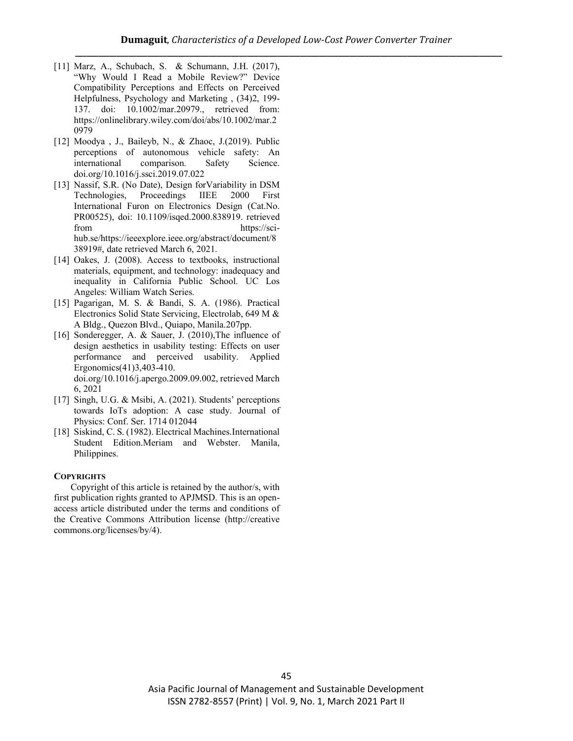[11] Marz, A., Schubach, S. & Schumann, J.H. (2017), "Why Would I Read a Mobile Review?" Device Compatibility Perceptions and Effects on Perceived Helpfulness, Psychology and Marketing , (34)2, 199-137. doi: 10.1002/mar.20979., retrieved from: https://onlinelibrary.wiley.com/doi/abs/10.1002/mar.20979

[12] Moodya , J., Baileyb, N., & Zhaoc, J.(2019). Public perceptions of autonomous vehicle safety: An international comparison. Safety Science. doi.org/10.1016/j.ssci.2019.07.022

[13] Nassif, S.R. (No Date), Design forVariability in DSM Technologies, Proceedings IIEE 2000 First International Furon on Electronics Design (Cat.No. PR00525), doi: 10.1109/isqed.2000.838919. retrieved from https://sci-hub.se/https://ieeexplore.ieee.org/abstract/document/838919#, date retrieved March 6, 2021.

[14] Oakes, J. (2008). Access to textbooks, instructional materials, equipment, and technology: inadequacy and inequality in California Public School. UC Los Angeles: William Watch Series.

[15] Pagarigan, M. S. & Bandi, S. A. (1986). Practical Electronics Solid State Servicing, Electrolab, 649 M & A Bldg., Quezon Blvd., Quiapo, Manila.207pp.

[16] Sonderegger, A. & Sauer, J. (2010),The influence of design aesthetics in usability testing: Effects on user performance and perceived usability. Applied Ergonomics(41)3,403-410. doi.org/10.1016/j.apergo.2009.09.002, retrieved March 6, 2021

[17] Singh, U.G. & Msibi, A. (2021). Students' perceptions towards IoTs adoption: A case study. Journal of Physics: Conf. Ser. 1714 012044

[18] Siskind, C. S. (1982). Electrical Machines.International Student Edition.Meriam and Webster. Manila, Philippines.

**COPYRIGHTS**

Copyright of this article is retained by the author/s, with first publication rights granted to APJMSD. This is an open-access article distributed under the terms and conditions of the Creative Commons Attribution license (http://creative commons.org/licenses/by/4).